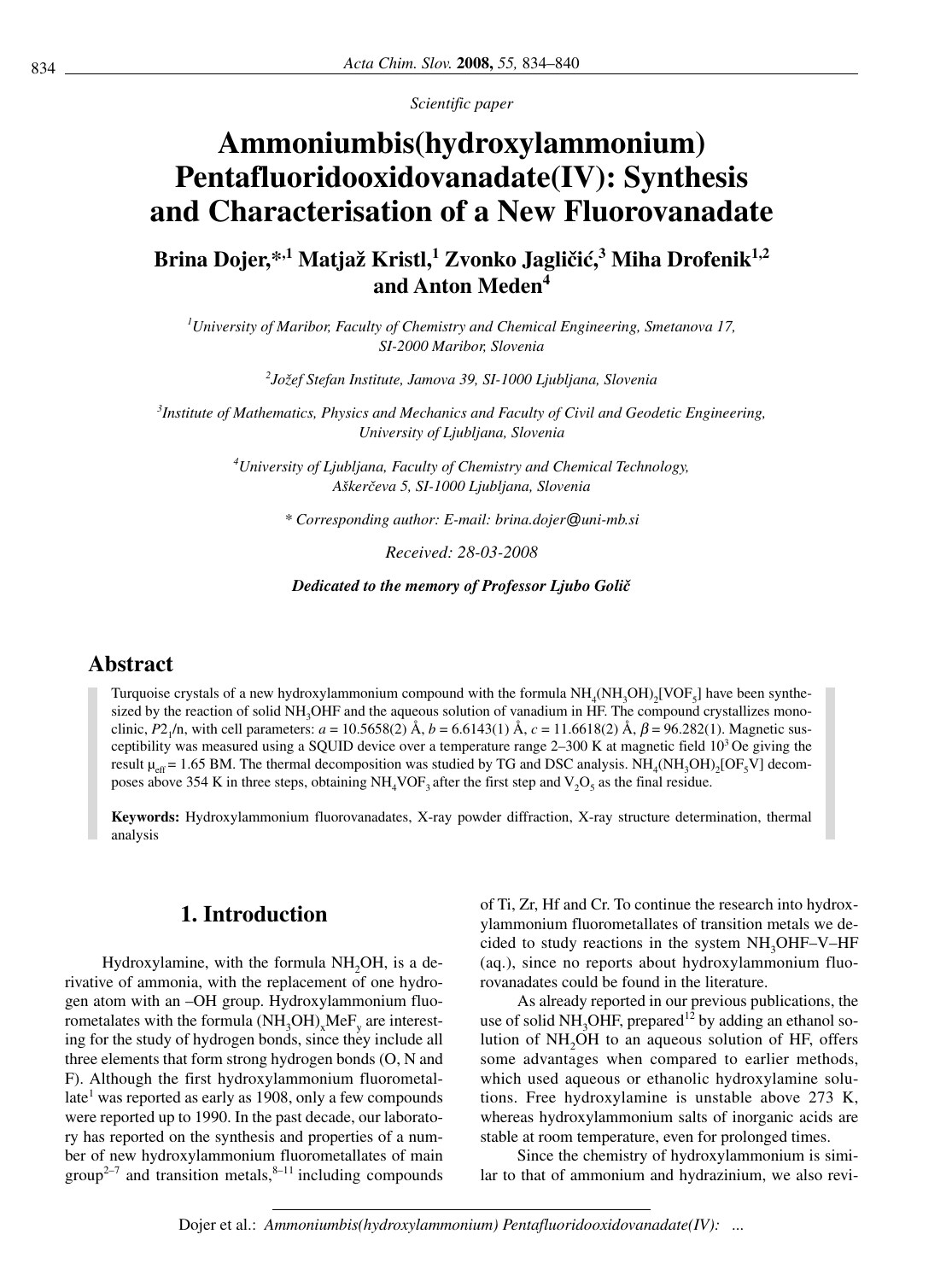*Scientific paper*

# Ammoniumbis(hydroxylammonium) Pentafluoridooxidovanadate(IV): Synthesis and Characterisation of a New Fluorovanadate

**Brina Dojer,*[,1] Matjaž Kristl,[1] Zvonko Jagličić,[3] Miha Drofenik[1,2] and Anton Meden[4]**

[1] *University of Maribor, Faculty of Chemistry and Chemical Engineering, Smetanova 17, SI-2000 Maribor, Slovenia*

[2] *Jožef Stefan Institute, Jamova 39, SI-1000 Ljubljana, Slovenia*

[3] *Institute of Mathematics, Physics and Mechanics and Faculty of Civil and Geodetic Engineering, University of Ljubljana, Slovenia*

[4] *University of Ljubljana, Faculty of Chemistry and Chemical Technology, Aškerčeva 5, SI-1000 Ljubljana, Slovenia*

*\* Corresponding author: E-mail: brina.dojer@uni-mb.si*

*Received: 28-03-2008*

***Dedicated to the memory of Professor Ljubo Golič***

## Abstract

Turquoise crystals of a new hydroxylammonium compound with the formula $NH_4(NH_3OH)_2[VOF_5]$ have been synthesized by the reaction of solid $NH_3OHF$ and the aqueous solution of vanadium in HF. The compound crystallizes monoclinic, $P2_1/n$, with cell parameters: $a$ = 10.5658(2) Å, $b$ = 6.6143(1) Å, $c$ = 11.6618(2) Å, $\beta$ = 96.282(1). Magnetic susceptibility was measured using a SQUID device over a temperature range 2–300 K at magnetic field $10^3$ Oe giving the result $\mu_{eff}$ = 1.65 BM. The thermal decomposition was studied by TG and DSC analysis. $NH_4(NH_3OH)_2[OF_5V]$ decomposes above 354 K in three steps, obtaining $NH_4VOF_3$ after the first step and $V_2O_5$ as the final residue.

**Keywords:** Hydroxylammonium fluorovanadates, X-ray powder diffraction, X-ray structure determination, thermal analysis

## 1. Introduction

Hydroxylamine, with the formula $NH_2OH$, is a derivative of ammonia, with the replacement of one hydrogen atom with an –OH group. Hydroxylammonium fluorometalates with the formula $(NH_3OH)_xMeF_y$ are interesting for the study of hydrogen bonds, since they include all three elements that form strong hydrogen bonds (O, N and F). Although the first hydroxylammonium fluorometallate[1] was reported as early as 1908, only a few compounds were reported up to 1990. In the past decade, our laboratory has reported on the synthesis and properties of a number of new hydroxylammonium fluorometallates of main group[2–7] and transition metals,[8–11] including compounds of Ti, Zr, Hf and Cr. To continue the research into hydroxylammonium fluorometallates of transition metals we decided to study reactions in the system $NH_3OHF$–V–HF (aq.), since no reports about hydroxylammonium fluorovanadates could be found in the literature.

As already reported in our previous publications, the use of solid $NH_3OHF$, prepared[12] by adding an ethanol solution of $NH_2OH$ to an aqueous solution of HF, offers some advantages when compared to earlier methods, which used aqueous or ethanolic hydroxylamine solutions. Free hydroxylamine is unstable above 273 K, whereas hydroxylammonium salts of inorganic acids are stable at room temperature, even for prolonged times.

Since the chemistry of hydroxylammonium is similar to that of ammonium and hydrazinium, we also revi-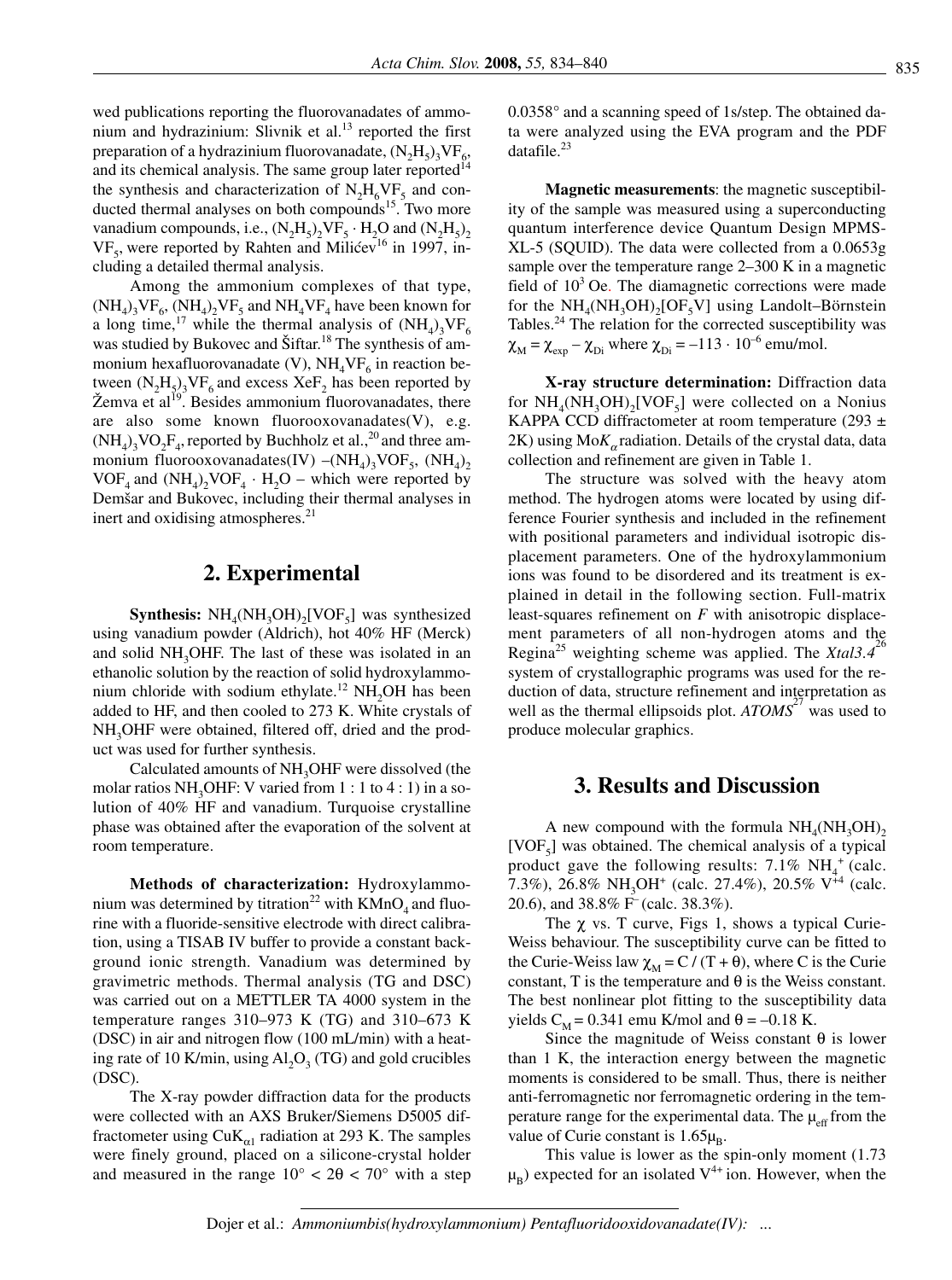wed publications reporting the fluorovanadates of ammonium and hydrazinium: Slivnik et al.[13] reported the first preparation of a hydrazinium fluorovanadate, $(N_2H_5)_3VF_6$, and its chemical analysis. The same group later reported[14] the synthesis and characterization of $N_2H_6VF_5$ and conducted thermal analyses on both compounds[15]. Two more vanadium compounds, i.e., $(N_2H_5)_2VF_5 \cdot H_2O$ and $(N_2H_5)_2VF_5$, were reported by Rahten and Milićev[16] in 1997, including a detailed thermal analysis.

Among the ammonium complexes of that type, $(NH_4)_3VF_6$, $(NH_4)_2VF_5$ and $NH_4VF_4$ have been known for a long time,[17] while the thermal analysis of $(NH_4)_3VF_6$ was studied by Bukovec and Šiftar.[18] The synthesis of ammonium hexafluorovanadate (V), $NH_4VF_6$ in reaction between $(N_2H_5)_3VF_6$ and excess $XeF_2$ has been reported by Žemva et al[19]. Besides ammonium fluorovanadates, there are also some known fluorooxovanadates(V), e.g. $(NH_4)_3VO_2F_4$, reported by Buchholz et al.,[20] and three ammonium fluorooxovanadates(IV) –$(NH_4)_3VOF_5$, $(NH_4)_2VOF_4$ and $(NH_4)_2VOF_4 \cdot H_2O$ – which were reported by Demšar and Bukovec, including their thermal analyses in inert and oxidising atmospheres.[21]

## 2. Experimental

**Synthesis:** $NH_4(NH_3OH)_2[VOF_5]$ was synthesized using vanadium powder (Aldrich), hot 40% HF (Merck) and solid $NH_3OHF$. The last of these was isolated in an ethanolic solution by the reaction of solid hydroxylammonium chloride with sodium ethylate.[12] $NH_2OH$ has been added to HF, and then cooled to 273 K. White crystals of $NH_3OHF$ were obtained, filtered off, dried and the product was used for further synthesis.

Calculated amounts of $NH_3OHF$ were dissolved (the molar ratios $NH_3OHF$: V varied from 1 : 1 to 4 : 1) in a solution of 40% HF and vanadium. Turquoise crystalline phase was obtained after the evaporation of the solvent at room temperature.

**Methods of characterization:** Hydroxylammonium was determined by titration[22] with $KMnO_4$ and fluorine with a fluoride-sensitive electrode with direct calibration, using a TISAB IV buffer to provide a constant background ionic strength. Vanadium was determined by gravimetric methods. Thermal analysis (TG and DSC) was carried out on a METTLER TA 4000 system in the temperature ranges 310–973 K (TG) and 310–673 K (DSC) in air and nitrogen flow (100 mL/min) with a heating rate of 10 K/min, using $Al_2O_3$ (TG) and gold crucibles (DSC).

The X-ray powder diffraction data for the products were collected with an AXS Bruker/Siemens D5005 diffractometer using $CuK_{\alpha 1}$ radiation at 293 K. The samples were finely ground, placed on a silicone-crystal holder and measured in the range $10° < 2\theta < 70°$ with a step 0.0358° and a scanning speed of 1s/step. The obtained data were analyzed using the EVA program and the PDF datafile.[23]

**Magnetic measurements**: the magnetic susceptibility of the sample was measured using a superconducting quantum interference device Quantum Design MPMS-XL-5 (SQUID). The data were collected from a 0.0653g sample over the temperature range 2–300 K in a magnetic field of $10^3$ Oe. The diamagnetic corrections were made for the $NH_4(NH_3OH)_2[OF_5V]$ using Landolt–Börnstein Tables.[24] The relation for the corrected susceptibility was $\chi_M = \chi_{exp} - \chi_{Di}$ where $\chi_{Di} = -113 \cdot 10^{-6}$ emu/mol.

**X-ray structure determination:** Diffraction data for $NH_4(NH_3OH)_2[VOF_5]$ were collected on a Nonius KAPPA CCD diffractometer at room temperature (293 ± 2K) using Mo$K_\alpha$ radiation. Details of the crystal data, data collection and refinement are given in Table 1.

The structure was solved with the heavy atom method. The hydrogen atoms were located by using difference Fourier synthesis and included in the refinement with positional parameters and individual isotropic displacement parameters. One of the hydroxylammonium ions was found to be disordered and its treatment is explained in detail in the following section. Full-matrix least-squares refinement on *F* with anisotropic displacement parameters of all non-hydrogen atoms and the Regina[25] weighting scheme was applied. The *Xtal3.4*[26] system of crystallographic programs was used for the reduction of data, structure refinement and interpretation as well as the thermal ellipsoids plot. *ATOMS*[27] was used to produce molecular graphics.

## 3. Results and Discussion

A new compound with the formula $NH_4(NH_3OH)_2[VOF_5]$ was obtained. The chemical analysis of a typical product gave the following results: 7.1% $NH_4^+$ (calc. 7.3%), 26.8% $NH_3OH^+$ (calc. 27.4%), 20.5% $V^{+4}$ (calc. 20.6), and 38.8% $F^-$ (calc. 38.3%).

The $\chi$ vs. T curve, Figs 1, shows a typical Curie-Weiss behaviour. The susceptibility curve can be fitted to the Curie-Weiss law $\chi_M = C / (T + \theta)$, where C is the Curie constant, T is the temperature and $\theta$ is the Weiss constant. The best nonlinear plot fitting to the susceptibility data yields $C_M = 0.341$ emu K/mol and $\theta = -0.18$ K.

Since the magnitude of Weiss constant $\theta$ is lower than 1 K, the interaction energy between the magnetic moments is considered to be small. Thus, there is neither anti-ferromagnetic nor ferromagnetic ordering in the temperature range for the experimental data. The $\mu_{eff}$ from the value of Curie constant is $1.65\mu_B$.

This value is lower as the spin-only moment (1.73 $\mu_B$) expected for an isolated $V^{4+}$ ion. However, when the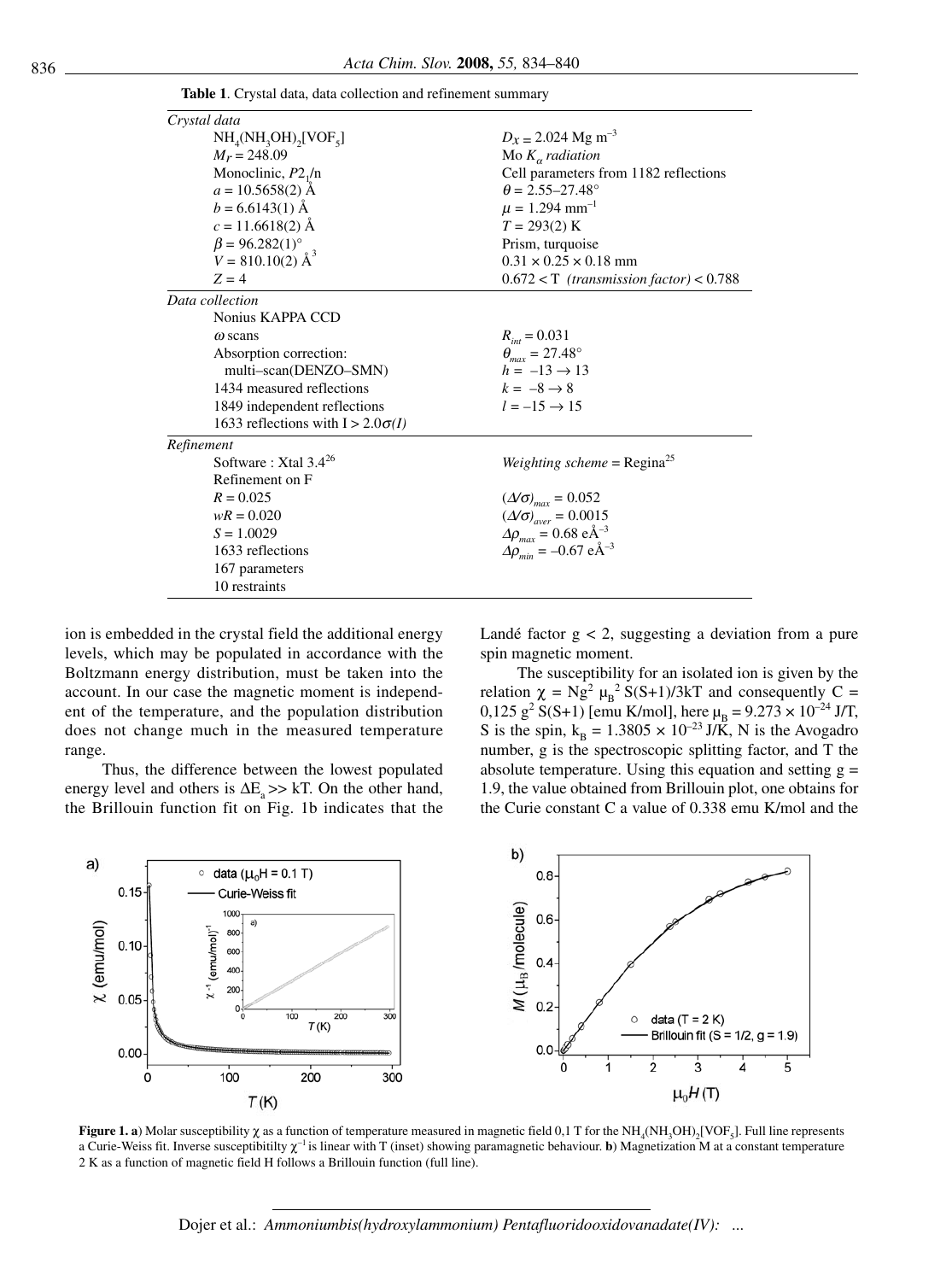**Table 1**. Crystal data, data collection and refinement summary

| | |
|---|---|
| *Crystal data* | |
| $NH_4(NH_3OH)_2[VOF_5]$ | $D_X = 2.024$ Mg m$^{-3}$ |
| $M_r = 248.09$ | Mo $K_\alpha$ *radiation* |
| Monoclinic, $P2_1/n$ | Cell parameters from 1182 reflections |
| $a = 10.5658(2)$ Å | $\theta = 2.55–27.48°$ |
| $b = 6.6143(1)$ Å | $\mu = 1.294$ mm$^{-1}$ |
| $c = 11.6618(2)$ Å | $T = 293(2)$ K |
| $\beta = 96.282(1)°$ | Prism, turquoise |
| $V = 810.10(2)$ Å$^3$ | $0.31 \times 0.25 \times 0.18$ mm |
| $Z = 4$ | $0.672 <$ T *(transmission factor)* $< 0.788$ |
| *Data collection* | |
| Nonius KAPPA CCD | |
| $\omega$ scans | $R_{int} = 0.031$ |
| Absorption correction: | $\theta_{max} = 27.48°$ |
| multi–scan(DENZO–SMN) | $h = -13 \to 13$ |
| 1434 measured reflections | $k = -8 \to 8$ |
| 1849 independent reflections | $l = -15 \to 15$ |
| 1633 reflections with $I > 2.0\sigma(I)$ | |
| *Refinement* | |
| Software : Xtal 3.4[26] | *Weighting scheme* = Regina[25] |
| Refinement on F | |
| $R = 0.025$ | $(\Delta/\sigma)_{max} = 0.052$ |
| $wR = 0.020$ | $(\Delta/\sigma)_{aver} = 0.0015$ |
| $S = 1.0029$ | $\Delta\rho_{max} = 0.68$ eÅ$^{-3}$ |
| 1633 reflections | $\Delta\rho_{min} = -0.67$ eÅ$^{-3}$ |
| 167 parameters | |
| 10 restraints | |

ion is embedded in the crystal field the additional energy levels, which may be populated in accordance with the Boltzmann energy distribution, must be taken into the account. In our case the magnetic moment is independent of the temperature, and the population distribution does not change much in the measured temperature range.

Thus, the difference between the lowest populated energy level and others is $\Delta E_a >> kT$. On the other hand, the Brillouin function fit on Fig. 1b indicates that the Landé factor $g < 2$, suggesting a deviation from a pure spin magnetic moment.

The susceptibility for an isolated ion is given by the relation $\chi = Ng^2 \mu_B^2 S(S+1)/3kT$ and consequently $C = 0{,}125\, g^2 S(S+1)$ [emu K/mol], here $\mu_B = 9.273 \times 10^{-24}$ J/T, S is the spin, $k_B = 1.3805 \times 10^{-23}$ J/K, N is the Avogadro number, g is the spectroscopic splitting factor, and T the absolute temperature. Using this equation and setting $g = 1.9$, the value obtained from Brillouin plot, one obtains for the Curie constant C a value of 0.338 emu K/mol and the

**Figure 1. a**) Molar susceptibility $\chi$ as a function of temperature measured in magnetic field 0,1 T for the $NH_4(NH_3OH)_2[VOF_5]$. Full line represents a Curie-Weiss fit. Inverse susceptibitilty $\chi^{-1}$ is linear with T (inset) showing paramagnetic behaviour. **b**) Magnetization M at a constant temperature 2 K as a function of magnetic field H follows a Brillouin function (full line).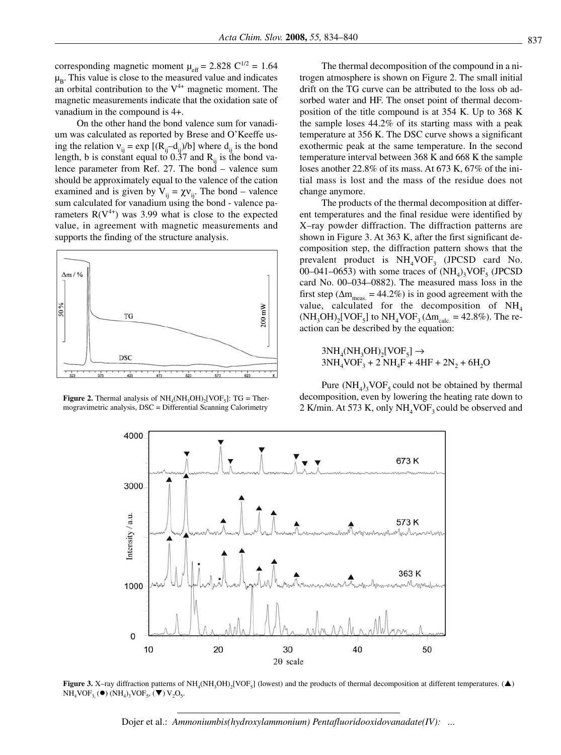corresponding magnetic moment $\mu_{eff} = 2.828\ C^{1/2} = 1.64\ \mu_B$. This value is close to the measured value and indicates an orbital contribution to the $V^{4+}$ magnetic moment. The magnetic measurements indicate that the oxidation sate of vanadium in the compound is 4+.

On the other hand the bond valence sum for vanadium was calculated as reported by Brese and O'Keeffe using the relation $\nu_{ij} = \exp[(R_{ij}-d_{ij})/b]$ where $d_{ij}$ is the bond length, b is constant equal to 0.37 and $R_{ij}$ is the bond valence parameter from Ref. 27. The bond – valence sum should be approximately equal to the valence of the cation examined and is given by $V_{ij} = \chi\nu_{ij}$. The bond – valence sum calculated for vanadium using the bond - valence parameters $R(V^{4+})$ was 3.99 what is close to the expected value, in agreement with magnetic measurements and supports the finding of the structure analysis.

**Figure 2.** Thermal analysis of $NH_4(NH_3OH)_2[VOF_5]$: TG = Thermogravimetric analysis, DSC = Differential Scanning Calorimetry

The thermal decomposition of the compound in a nitrogen atmosphere is shown on Figure 2. The small initial drift on the TG curve can be attributed to the loss ob adsorbed water and HF. The onset point of thermal decomposition of the title compound is at 354 K. Up to 368 K the sample loses 44.2% of its starting mass with a peak temperature at 356 K. The DSC curve shows a significant exothermic peak at the same temperature. In the second temperature interval between 368 K and 668 K the sample loses another 22.8% of its mass. At 673 K, 67% of the initial mass is lost and the mass of the residue does not change anymore.

The products of the thermal decomposition at different temperatures and the final residue were identified by X–ray powder diffraction. The diffraction patterns are shown in Figure 3. At 363 K, after the first significant decomposition step, the diffraction pattern shows that the prevalent product is $NH_4VOF_3$ (JPCSD card No. 00–041–0653) with some traces of $(NH_4)_3VOF_5$ (JPCSD card No. 00–034–0882). The measured mass loss in the first step ($\Delta m_{meas.} = 44.2\%$) is in good agreement with the value, calculated for the decomposition of $NH_4(NH_3OH)_2[VOF_5]$ to $NH_4VOF_3$ ($\Delta m_{calc.} = 42.8\%$). The reaction can be described by the equation:

$$3NH_4(NH_3OH)_2[VOF_5] \rightarrow 3NH_4VOF_3 + 2\ NH_4F + 4HF + 2N_2 + 6H_2O$$

Pure $(NH_4)_3VOF_5$ could not be obtained by thermal decomposition, even by lowering the heating rate down to 2 K/min. At 573 K, only $NH_4VOF_3$ could be observed and

**Figure 3.** X–ray diffraction patterns of $NH_4(NH_3OH)_2[VOF_5]$ (lowest) and the products of thermal decomposition at different temperatures. (▲) $NH_4VOF_3$, (●) $(NH_4)_3VOF_5$, (▼) $V_2O_5$.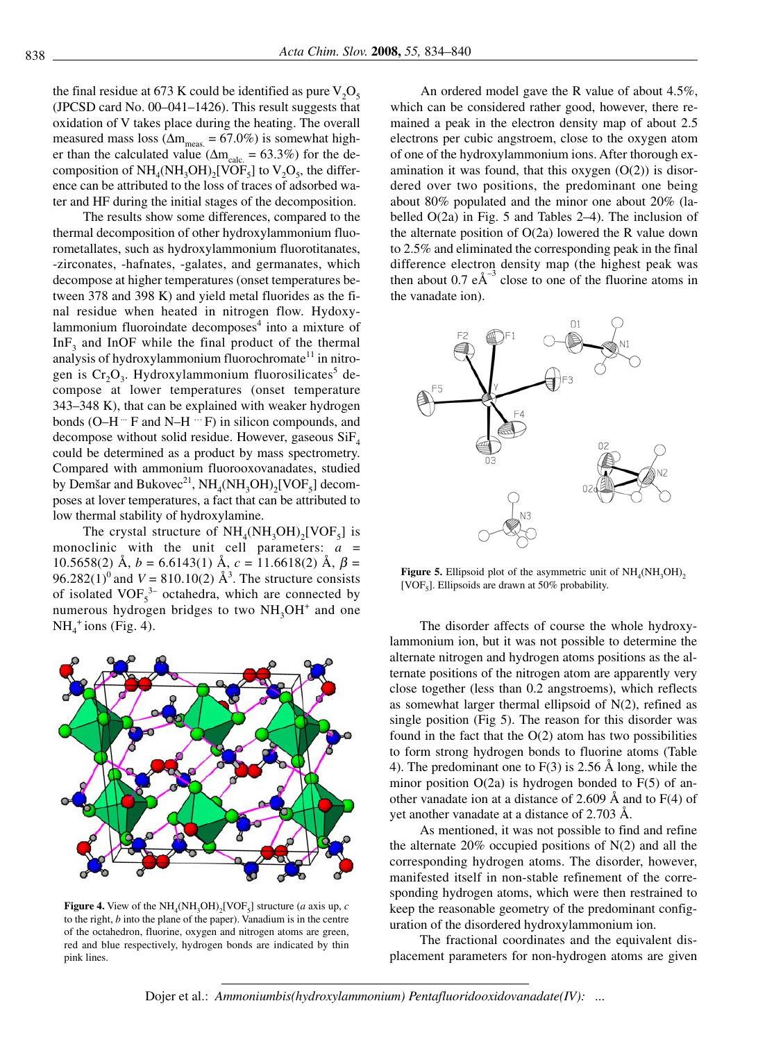the final residue at 673 K could be identified as pure $V_2O_5$ (JPCSD card No. 00–041–1426). This result suggests that oxidation of V takes place during the heating. The overall measured mass loss ($\Delta m_{meas.}$ = 67.0%) is somewhat higher than the calculated value ($\Delta m_{calc.}$ = 63.3%) for the decomposition of $NH_4(NH_3OH)_2[VOF_5]$ to $V_2O_5$, the difference can be attributed to the loss of traces of adsorbed water and HF during the initial stages of the decomposition.

The results show some differences, compared to the thermal decomposition of other hydroxylammonium fluorometallates, such as hydroxylammonium fluorotitanates, -zirconates, -hafnates, -galates, and germanates, which decompose at higher temperatures (onset temperatures between 378 and 398 K) and yield metal fluorides as the final residue when heated in nitrogen flow. Hydoxylammonium fluoroindate decomposes[4] into a mixture of $InF_3$ and InOF while the final product of the thermal analysis of hydroxylammonium fluorochromate[11] in nitrogen is $Cr_2O_3$. Hydroxylammonium fluorosilicates[5] decompose at lower temperatures (onset temperature 343–348 K), that can be explained with weaker hydrogen bonds (O–H ··· F and N–H ··· F) in silicon compounds, and decompose without solid residue. However, gaseous $SiF_4$ could be determined as a product by mass spectrometry. Compared with ammonium fluorooxovanadates, studied by Demšar and Bukovec[21], $NH_4(NH_3OH)_2[VOF_5]$ decomposes at lover temperatures, a fact that can be attributed to low thermal stability of hydroxylamine.

The crystal structure of $NH_4(NH_3OH)_2[VOF_5]$ is monoclinic with the unit cell parameters: $a$ = 10.5658(2) Å, $b$ = 6.6143(1) Å, $c$ = 11.6618(2) Å, $\beta$ = 96.282(1)$^0$ and $V$ = 810.10(2) Å$^3$. The structure consists of isolated $VOF_5^{3-}$ octahedra, which are connected by numerous hydrogen bridges to two $NH_3OH^+$ and one $NH_4^+$ ions (Fig. 4).

**Figure 4.** View of the $NH_4(NH_3OH)_2[VOF_5]$ structure ($a$ axis up, $c$ to the right, $b$ into the plane of the paper). Vanadium is in the centre of the octahedron, fluorine, oxygen and nitrogen atoms are green, red and blue respectively, hydrogen bonds are indicated by thin pink lines.

An ordered model gave the R value of about 4.5%, which can be considered rather good, however, there remained a peak in the electron density map of about 2.5 electrons per cubic angstroem, close to the oxygen atom of one of the hydroxylammonium ions. After thorough examination it was found, that this oxygen (O(2)) is disordered over two positions, the predominant one being about 80% populated and the minor one about 20% (labelled O(2a) in Fig. 5 and Tables 2–4). The inclusion of the alternate position of O(2a) lowered the R value down to 2.5% and eliminated the corresponding peak in the final difference electron density map (the highest peak was then about 0.7 eÅ$^{-3}$ close to one of the fluorine atoms in the vanadate ion).

**Figure 5.** Ellipsoid plot of the asymmetric unit of $NH_4(NH_3OH)_2[VOF_5]$. Ellipsoids are drawn at 50% probability.

The disorder affects of course the whole hydroxylammonium ion, but it was not possible to determine the alternate nitrogen and hydrogen atoms positions as the alternate positions of the nitrogen atom are apparently very close together (less than 0.2 angstroems), which reflects as somewhat larger thermal ellipsoid of N(2), refined as single position (Fig 5). The reason for this disorder was found in the fact that the O(2) atom has two possibilities to form strong hydrogen bonds to fluorine atoms (Table 4). The predominant one to F(3) is 2.56 Å long, while the minor position O(2a) is hydrogen bonded to F(5) of another vanadate ion at a distance of 2.609 Å and to F(4) of yet another vanadate at a distance of 2.703 Å.

As mentioned, it was not possible to find and refine the alternate 20% occupied positions of N(2) and all the corresponding hydrogen atoms. The disorder, however, manifested itself in non-stable refinement of the corresponding hydrogen atoms, which were then restrained to keep the reasonable geometry of the predominant configuration of the disordered hydroxylammonium ion.

The fractional coordinates and the equivalent displacement parameters for non-hydrogen atoms are given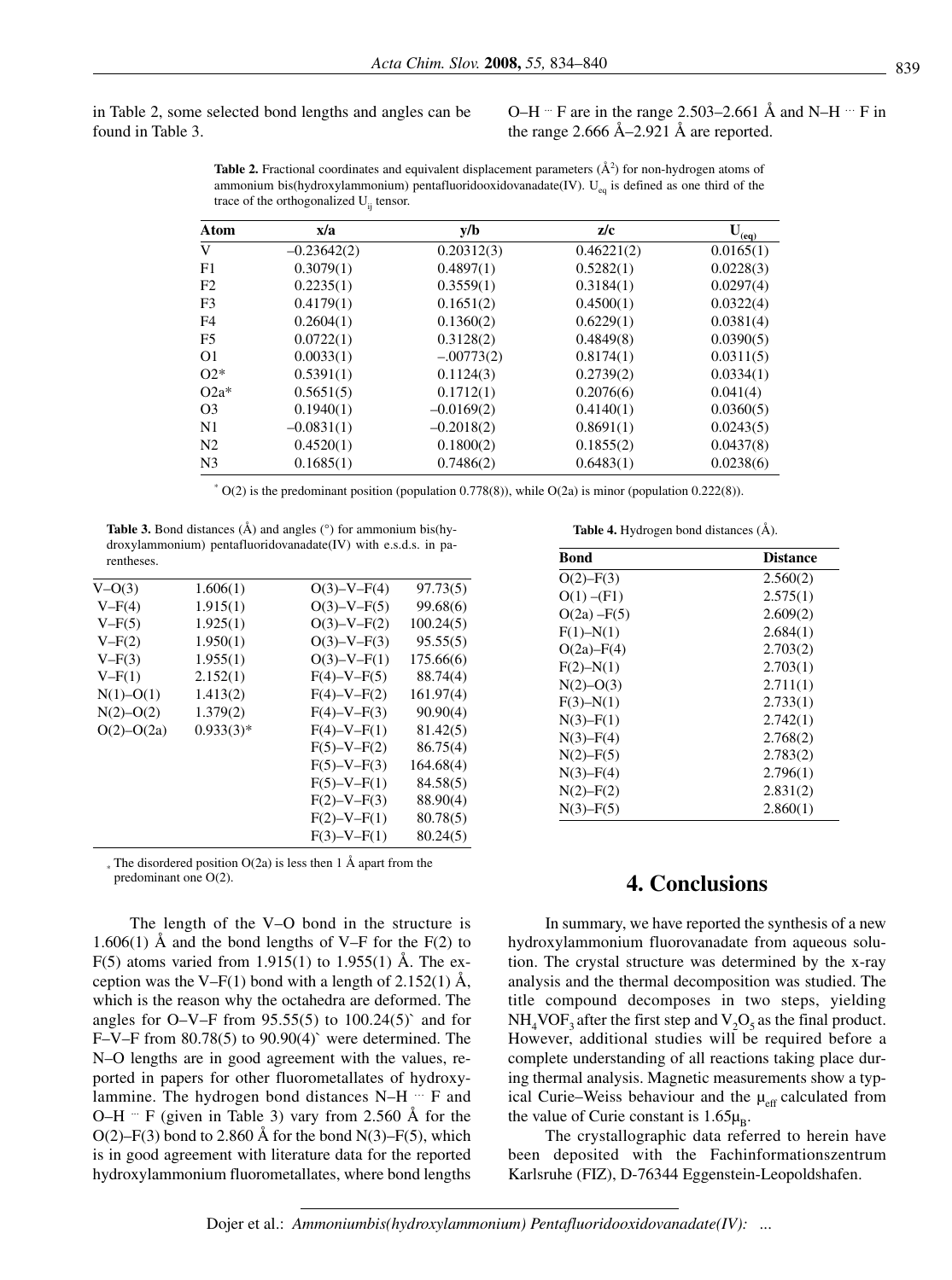in Table 2, some selected bond lengths and angles can be found in Table 3.

O–H ··· F are in the range 2.503–2.661 Å and N–H ··· F in the range 2.666 Å–2.921 Å are reported.

**Table 2.** Fractional coordinates and equivalent displacement parameters ($Å^2$) for non-hydrogen atoms of ammonium bis(hydroxylammonium) pentafluoridooxidovanadate(IV). $U_{eq}$ is defined as one third of the trace of the orthogonalized $U_{ij}$ tensor.

| Atom | x/a | y/b | z/c | $U_{(eq)}$ |
|---|---|---|---|---|
| V | –0.23642(2) | 0.20312(3) | 0.46221(2) | 0.0165(1) |
| F1 | 0.3079(1) | 0.4897(1) | 0.5282(1) | 0.0228(3) |
| F2 | 0.2235(1) | 0.3559(1) | 0.3184(1) | 0.0297(4) |
| F3 | 0.4179(1) | 0.1651(2) | 0.4500(1) | 0.0322(4) |
| F4 | 0.2604(1) | 0.1360(2) | 0.6229(1) | 0.0381(4) |
| F5 | 0.0722(1) | 0.3128(2) | 0.4849(8) | 0.0390(5) |
| O1 | 0.0033(1) | –.00773(2) | 0.8174(1) | 0.0311(5) |
| O2* | 0.5391(1) | 0.1124(3) | 0.2739(2) | 0.0334(1) |
| O2a* | 0.5651(5) | 0.1712(1) | 0.2076(6) | 0.041(4) |
| O3 | 0.1940(1) | –0.0169(2) | 0.4140(1) | 0.0360(5) |
| N1 | –0.0831(1) | –0.2018(2) | 0.8691(1) | 0.0243(5) |
| N2 | 0.4520(1) | 0.1800(2) | 0.1855(2) | 0.0437(8) |
| N3 | 0.1685(1) | 0.7486(2) | 0.6483(1) | 0.0238(6) |

* O(2) is the predominant position (population 0.778(8)), while O(2a) is minor (population 0.222(8)).

**Table 3.** Bond distances (Å) and angles (°) for ammonium bis(hydroxylammonium) pentafluoridovanadate(IV) with e.s.d.s. in parentheses.

| | | | |
|---|---|---|---|
| V–O(3) | 1.606(1) | O(3)–V–F(4) | 97.73(5) |
| V–F(4) | 1.915(1) | O(3)–V–F(5) | 99.68(6) |
| V–F(5) | 1.925(1) | O(3)–V–F(2) | 100.24(5) |
| V–F(2) | 1.950(1) | O(3)–V–F(3) | 95.55(5) |
| V–F(3) | 1.955(1) | O(3)–V–F(1) | 175.66(6) |
| V–F(1) | 2.152(1) | F(4)–V–F(5) | 88.74(4) |
| N(1)–O(1) | 1.413(2) | F(4)–V–F(2) | 161.97(4) |
| N(2)–O(2) | 1.379(2) | F(4)–V–F(3) | 90.90(4) |
| O(2)–O(2a) | 0.933(3)* | F(4)–V–F(1) | 81.42(5) |
| | | F(5)–V–F(2) | 86.75(4) |
| | | F(5)–V–F(3) | 164.68(4) |
| | | F(5)–V–F(1) | 84.58(5) |
| | | F(2)–V–F(3) | 88.90(4) |
| | | F(2)–V–F(1) | 80.78(5) |
| | | F(3)–V–F(1) | 80.24(5) |

* The disordered position O(2a) is less then 1 Å apart from the predominant one O(2).

**Table 4.** Hydrogen bond distances (Å).

| Bond | Distance |
|---|---|
| O(2)–F(3) | 2.560(2) |
| O(1) –(F1) | 2.575(1) |
| O(2a) –F(5) | 2.609(2) |
| F(1)–N(1) | 2.684(1) |
| O(2a)–F(4) | 2.703(2) |
| F(2)–N(1) | 2.703(1) |
| N(2)–O(3) | 2.711(1) |
| F(3)–N(1) | 2.733(1) |
| N(3)–F(1) | 2.742(1) |
| N(3)–F(4) | 2.768(2) |
| N(2)–F(5) | 2.783(2) |
| N(3)–F(4) | 2.796(1) |
| N(2)–F(2) | 2.831(2) |
| N(3)–F(5) | 2.860(1) |

The length of the V–O bond in the structure is 1.606(1) Å and the bond lengths of V–F for the F(2) to F(5) atoms varied from 1.915(1) to 1.955(1) Å. The exception was the V–F(1) bond with a length of 2.152(1) Å, which is the reason why the octahedra are deformed. The angles for O–V–F from 95.55(5) to 100.24(5)` and for F–V–F from 80.78(5) to 90.90(4)` were determined. The N–O lengths are in good agreement with the values, reported in papers for other fluorometallates of hydroxylammine. The hydrogen bond distances N–H ··· F and O–H ··· F (given in Table 3) vary from 2.560 Å for the O(2)–F(3) bond to 2.860 Å for the bond N(3)–F(5), which is in good agreement with literature data for the reported hydroxylammonium fluorometallates, where bond lengths

# 4. Conclusions

In summary, we have reported the synthesis of a new hydroxylammonium fluorovanadate from aqueous solution. The crystal structure was determined by the x-ray analysis and the thermal decomposition was studied. The title compound decomposes in two steps, yielding $NH_4VOF_3$ after the first step and $V_2O_5$ as the final product. However, additional studies will be required before a complete understanding of all reactions taking place during thermal analysis. Magnetic measurements show a typical Curie–Weiss behaviour and the $\mu_{eff}$ calculated from the value of Curie constant is $1.65\mu_B$.

The crystallographic data referred to herein have been deposited with the Fachinformationszentrum Karlsruhe (FIZ), D-76344 Eggenstein-Leopoldshafen.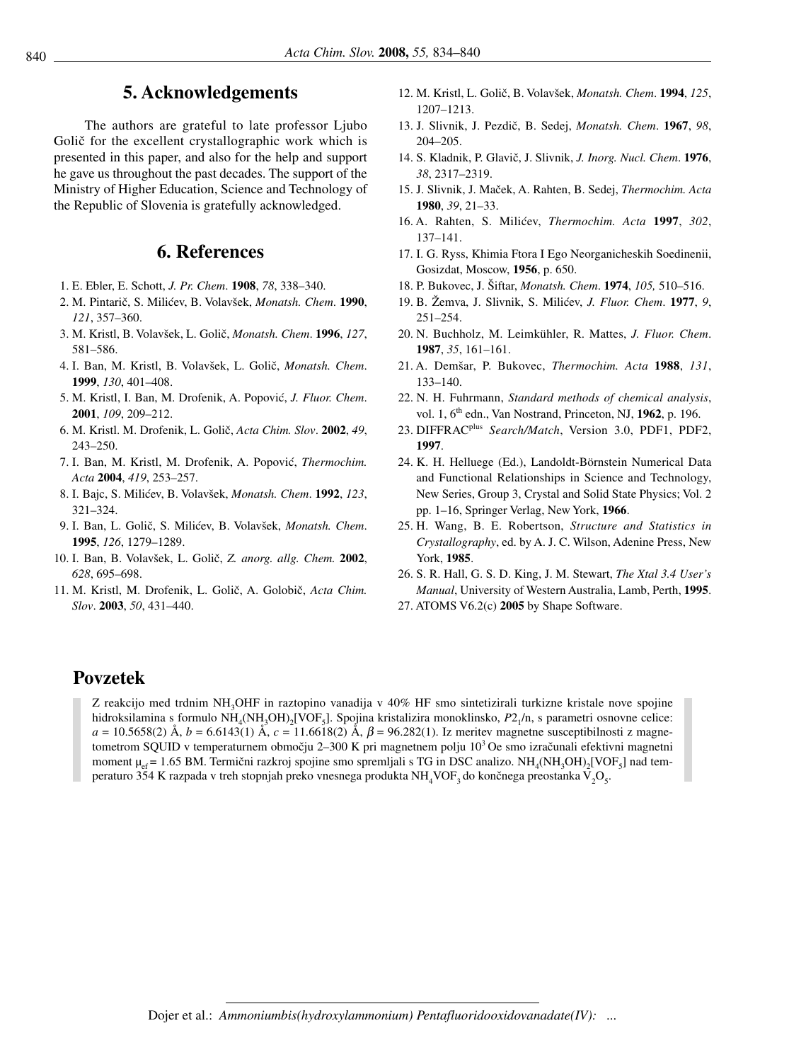## 5. Acknowledgements

The authors are grateful to late professor Ljubo Golič for the excellent crystallographic work which is presented in this paper, and also for the help and support he gave us throughout the past decades. The support of the Ministry of Higher Education, Science and Technology of the Republic of Slovenia is gratefully acknowledged.

## 6. References

1. E. Ebler, E. Schott, *J. Pr. Chem*. **1908**, *78*, 338–340.
2. M. Pintarič, S. Milićev, B. Volavšek, *Monatsh. Chem*. **1990**, *121*, 357–360.
3. M. Kristl, B. Volavšek, L. Golič, *Monatsh. Chem*. **1996**, *127*, 581–586.
4. I. Ban, M. Kristl, B. Volavšek, L. Golič, *Monatsh. Chem*. **1999**, *130*, 401–408.
5. M. Kristl, I. Ban, M. Drofenik, A. Popović, *J. Fluor. Chem*. **2001**, *109*, 209–212.
6. M. Kristl. M. Drofenik, L. Golič, *Acta Chim. Slov*. **2002**, *49*, 243–250.
7. I. Ban, M. Kristl, M. Drofenik, A. Popović, *Thermochim. Acta* **2004**, *419*, 253–257.
8. I. Bajc, S. Milićev, B. Volavšek, *Monatsh. Chem*. **1992**, *123*, 321–324.
9. I. Ban, L. Golič, S. Milićev, B. Volavšek, *Monatsh. Chem*. **1995**, *126*, 1279–1289.
10. I. Ban, B. Volavšek, L. Golič, *Z. anorg. allg. Chem.* **2002**, *628*, 695–698.
11. M. Kristl, M. Drofenik, L. Golič, A. Golobič, *Acta Chim. Slov*. **2003**, *50*, 431–440.
12. M. Kristl, L. Golič, B. Volavšek, *Monatsh. Chem*. **1994**, *125*, 1207–1213.
13. J. Slivnik, J. Pezdič, B. Sedej, *Monatsh. Chem*. **1967**, *98*, 204–205.
14. S. Kladnik, P. Glavič, J. Slivnik, *J. Inorg. Nucl. Chem*. **1976**, *38*, 2317–2319.
15. J. Slivnik, J. Maček, A. Rahten, B. Sedej, *Thermochim. Acta* **1980**, *39*, 21–33.
16. A. Rahten, S. Milićev, *Thermochim. Acta* **1997**, *302*, 137–141.
17. I. G. Ryss, Khimia Ftora I Ego Neorganicheskih Soedinenii, Gosizdat, Moscow, **1956**, p. 650.
18. P. Bukovec, J. Šiftar, *Monatsh. Chem*. **1974**, *105,* 510–516.
19. B. Žemva, J. Slivnik, S. Milićev, *J. Fluor. Chem*. **1977**, *9*, 251–254.
20. N. Buchholz, M. Leimkühler, R. Mattes, *J. Fluor. Chem*. **1987**, *35*, 161–161.
21. A. Demšar, P. Bukovec, *Thermochim. Acta* **1988**, *131*, 133–140.
22. N. H. Fuhrmann, *Standard methods of chemical analysis*, vol. 1, 6th edn., Van Nostrand, Princeton, NJ, **1962**, p. 196.
23. DIFFRACplus *Search/Match*, Version 3.0, PDF1, PDF2, **1997**.
24. K. H. Helluege (Ed.), Landoldt-Börnstein Numerical Data and Functional Relationships in Science and Technology, New Series, Group 3, Crystal and Solid State Physics; Vol. 2 pp. 1–16, Springer Verlag, New York, **1966**.
25. H. Wang, B. E. Robertson, *Structure and Statistics in Crystallography*, ed. by A. J. C. Wilson, Adenine Press, New York, **1985**.
26. S. R. Hall, G. S. D. King, J. M. Stewart, *The Xtal 3.4 User's Manual*, University of Western Australia, Lamb, Perth, **1995**.
27. ATOMS V6.2(c) **2005** by Shape Software.

## Povzetek

Z reakcijo med trdnim $NH_3OHF$ in raztopino vanadija v 40% HF smo sintetizirali turkizne kristale nove spojine hidroksilamina s formulo $NH_4(NH_3OH)_2[VOF_5]$. Spojina kristalizira monoklinsko, $P2_1/n$, s parametri osnovne celice: $a$ = 10.5658(2) Å, $b$ = 6.6143(1) Å, $c$ = 11.6618(2) Å, $\beta$ = 96.282(1). Iz meritev magnetne susceptibilnosti z magnetometrom SQUID v temperaturnem območju 2–300 K pri magnetnem polju $10^3$ Oe smo izračunali efektivni magnetni moment $\mu_{ef}$ = 1.65 BM. Termični razkroj spojine smo spremljali s TG in DSC analizo. $NH_4(NH_3OH)_2[VOF_5]$ nad temperaturo 354 K razpada v treh stopnjah preko vnesnega produkta $NH_4VOF_3$ do končnega preostanka $V_2O_5$.